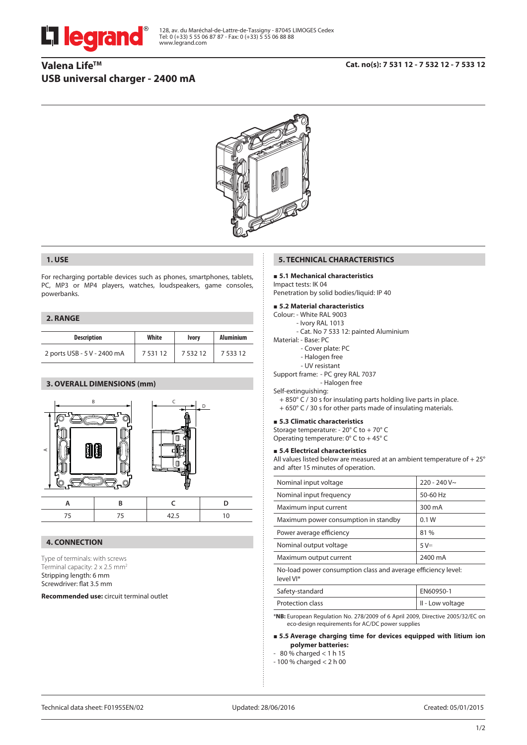**legrand**®

128, av. du Maréchal-de-Lattre-de-Tassigny - 87045 LIMOGES Cedex
Tel: 0 (+33) 5 55 06 87 87 - Fax: 0 (+33) 5 55 06 88 88
www.legrand.com

# Valena Life™ USB universal charger - 2400 mA

**Cat. no(s): 7 531 12 - 7 532 12 - 7 533 12**

## 1. USE

For recharging portable devices such as phones, smartphones, tablets, PC, MP3 or MP4 players, watches, loudspeakers, game consoles, powerbanks.

## 2. RANGE

| Description | White | Ivory | Aluminium |
|---|---|---|---|
| 2 ports USB - 5 V - 2400 mA | 7 531 12 | 7 532 12 | 7 533 12 |

## 3. OVERALL DIMENSIONS (mm)

| A | B | C | D |
|---|---|---|---|
| 75 | 75 | 42.5 | 10 |

## 4. CONNECTION

Type of terminals: with screws
Terminal capacity: 2 x 2.5 mm²
Stripping length: 6 mm
Screwdriver: flat 3.5 mm

**Recommended use:** circuit terminal outlet

## 5. TECHNICAL CHARACTERISTICS

### 5.1 Mechanical characteristics

Impact tests: IK 04
Penetration by solid bodies/liquid: IP 40

### 5.2 Material characteristics

Colour:
- White RAL 9003
- Ivory RAL 1013
- Cat. No 7 533 12: painted Aluminium

Material:
- Base: PC
- Cover plate: PC
- Halogen free
- UV resistant

Support frame:
- PC grey RAL 7037
- Halogen free

Self-extinguishing:
- + 850° C / 30 s for insulating parts holding live parts in place.
- + 650° C / 30 s for other parts made of insulating materials.

### 5.3 Climatic characteristics

Storage temperature: - 20° C to + 70° C
Operating temperature: 0° C to + 45° C

### 5.4 Electrical characteristics

All values listed below are measured at an ambient temperature of + 25° and after 15 minutes of operation.

| | |
|---|---|
| Nominal input voltage | 220 - 240 V~ |
| Nominal input frequency | 50-60 Hz |
| Maximum input current | 300 mA |
| Maximum power consumption in standby | 0.1 W |
| Power average efficiency | 81 % |
| Nominal output voltage | 5 V⎓ |
| Maximum output current | 2400 mA |
| No-load power consumption class and average efficiency level: level VI* | |
| Safety-standard | EN60950-1 |
| Protection class | II - Low voltage |

***NB:** European Regulation No. 278/2009 of 6 April 2009, Directive 2005/32/EC on eco-design requirements for AC/DC power supplies

### 5.5 Average charging time for devices equipped with litium ion polymer batteries:

- 80 % charged < 1 h 15
- 100 % charged < 2 h 00

Technical data sheet: F01955EN/02 | Updated: 28/06/2016 | Created: 05/01/2015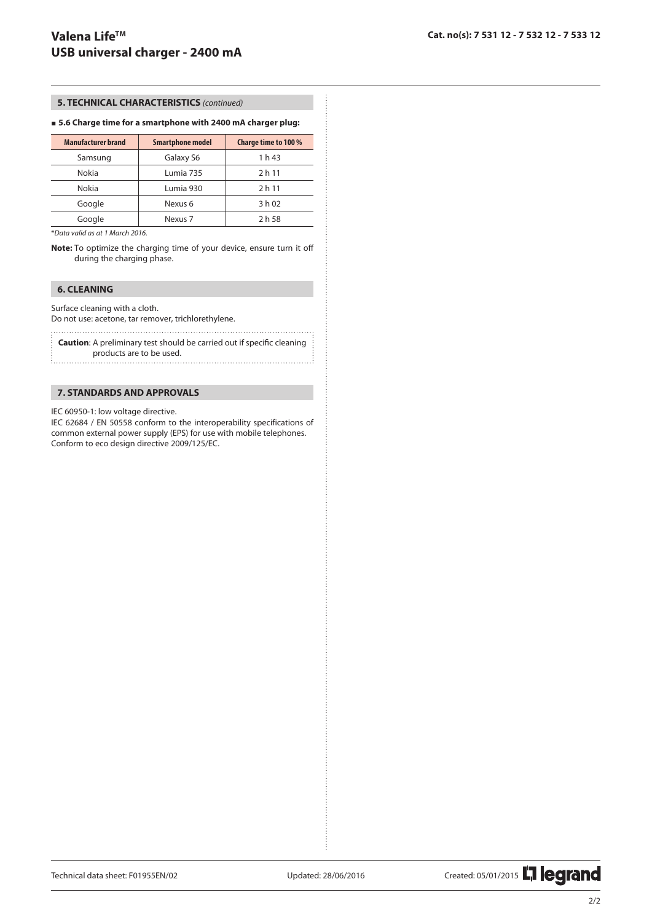## 5. TECHNICAL CHARACTERISTICS *(continued)*

■ **5.6 Charge time for a smartphone with 2400 mA charger plug:**

| Manufacturer brand | Smartphone model | Charge time to 100 % |
| --- | --- | --- |
| Samsung | Galaxy S6 | 1 h 43 |
| Nokia | Lumia 735 | 2 h 11 |
| Nokia | Lumia 930 | 2 h 11 |
| Google | Nexus 6 | 3 h 02 |
| Google | Nexus 7 | 2 h 58 |

*\*Data valid as at 1 March 2016.*

**Note:** To optimize the charging time of your device, ensure turn it off during the charging phase.

## 6. CLEANING

Surface cleaning with a cloth.
Do not use: acetone, tar remover, trichlorethylene.

**Caution**: A preliminary test should be carried out if specific cleaning products are to be used.

## 7. STANDARDS AND APPROVALS

IEC 60950-1: low voltage directive.
IEC 62684 / EN 50558 conform to the interoperability specifications of common external power supply (EPS) for use with mobile telephones.
Conform to eco design directive 2009/125/EC.